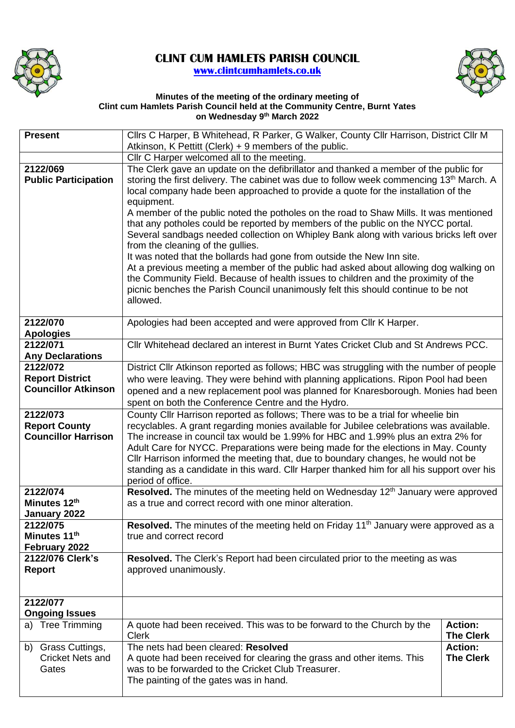# CLINT CUM HAMLETS PARISH COUNCIL

**www.clintcumhamlets.co.uk**

**Minutes of the meeting of the ordinary meeting of Clint cum Hamlets Parish Council held at the Community Centre, Burnt Yates on Wednesday 9th March 2022**

| | | |
|---|---|---|
| **Present** | Cllrs C Harper, B Whitehead, R Parker, G Walker, County Cllr Harrison, District Cllr M Atkinson, K Pettitt (Clerk) + 9 members of the public. | |
| | Cllr C Harper welcomed all to the meeting. | |
| **2122/069 Public Participation** | The Clerk gave an update on the defibrillator and thanked a member of the public for storing the first delivery. The cabinet was due to follow week commencing 13th March. A local company hade been approached to provide a quote for the installation of the equipment.<br>A member of the public noted the potholes on the road to Shaw Mills. It was mentioned that any potholes could be reported by members of the public on the NYCC portal. Several sandbags needed collection on Whipley Bank along with various bricks left over from the cleaning of the gullies.<br>It was noted that the bollards had gone from outside the New Inn site.<br>At a previous meeting a member of the public had asked about allowing dog walking on the Community Field. Because of health issues to children and the proximity of the picnic benches the Parish Council unanimously felt this should continue to be not allowed. | |
| **2122/070 Apologies** | Apologies had been accepted and were approved from Cllr K Harper. | |
| **2122/071 Any Declarations** | Cllr Whitehead declared an interest in Burnt Yates Cricket Club and St Andrews PCC. | |
| **2122/072 Report District Councillor Atkinson** | District Cllr Atkinson reported as follows; HBC was struggling with the number of people who were leaving. They were behind with planning applications. Ripon Pool had been opened and a new replacement pool was planned for Knaresborough. Monies had been spent on both the Conference Centre and the Hydro. | |
| **2122/073 Report County Councillor Harrison** | County Cllr Harrison reported as follows; There was to be a trial for wheelie bin recyclables. A grant regarding monies available for Jubilee celebrations was available. The increase in council tax would be 1.99% for HBC and 1.99% plus an extra 2% for Adult Care for NYCC. Preparations were being made for the elections in May. County Cllr Harrison informed the meeting that, due to boundary changes, he would not be standing as a candidate in this ward. Cllr Harper thanked him for all his support over his period of office. | |
| **2122/074 Minutes 12th January 2022** | **Resolved.** The minutes of the meeting held on Wednesday 12th January were approved as a true and correct record with one minor alteration. | |
| **2122/075 Minutes 11th February 2022** | **Resolved.** The minutes of the meeting held on Friday 11th January were approved as a true and correct record | |
| **2122/076 Clerk's Report** | **Resolved.** The Clerk's Report had been circulated prior to the meeting as was approved unanimously. | |
| **2122/077 Ongoing Issues** | | |
| a) Tree Trimming | A quote had been received. This was to be forward to the Church by the Clerk | **Action: The Clerk** |
| b) Grass Cuttings, Cricket Nets and Gates | The nets had been cleared: **Resolved**<br>A quote had been received for clearing the grass and other items. This was to be forwarded to the Cricket Club Treasurer.<br>The painting of the gates was in hand. | **Action: The Clerk** |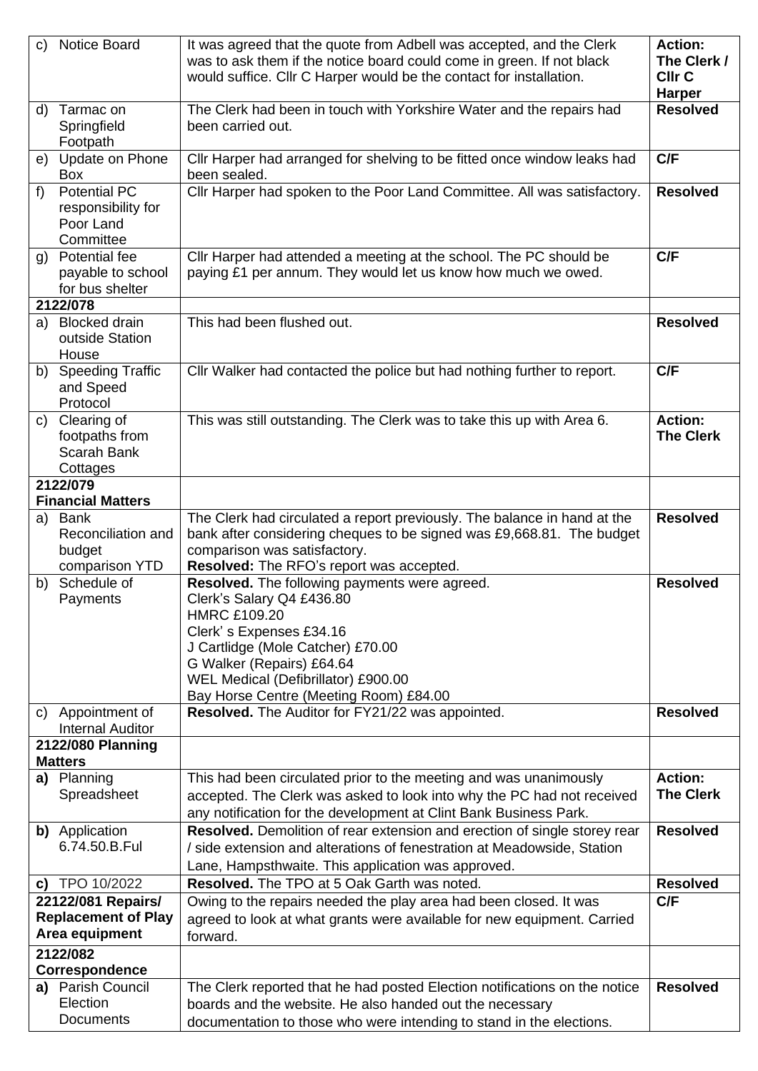| | | |
|---|---|---|
| c) Notice Board | It was agreed that the quote from Adbell was accepted, and the Clerk was to ask them if the notice board could come in green. If not black would suffice. Cllr C Harper would be the contact for installation. | **Action: The Clerk / Cllr C Harper** |
| d) Tarmac on Springfield Footpath | The Clerk had been in touch with Yorkshire Water and the repairs had been carried out. | **Resolved** |
| e) Update on Phone Box | Cllr Harper had arranged for shelving to be fitted once window leaks had been sealed. | **C/F** |
| f) Potential PC responsibility for Poor Land Committee | Cllr Harper had spoken to the Poor Land Committee. All was satisfactory. | **Resolved** |
| g) Potential fee payable to school for bus shelter | Cllr Harper had attended a meeting at the school. The PC should be paying £1 per annum. They would let us know how much we owed. | **C/F** |
| **2122/078** | | |
| a) Blocked drain outside Station House | This had been flushed out. | **Resolved** |
| b) Speeding Traffic and Speed Protocol | Cllr Walker had contacted the police but had nothing further to report. | **C/F** |
| c) Clearing of footpaths from Scarah Bank Cottages | This was still outstanding. The Clerk was to take this up with Area 6. | **Action: The Clerk** |
| **2122/079 Financial Matters** | | |
| a) Bank Reconciliation and budget comparison YTD | The Clerk had circulated a report previously. The balance in hand at the bank after considering cheques to be signed was £9,668.81. The budget comparison was satisfactory.<br>**Resolved:** The RFO's report was accepted. | **Resolved** |
| b) Schedule of Payments | **Resolved.** The following payments were agreed.<br>Clerk's Salary Q4 £436.80<br>HMRC £109.20<br>Clerk' s Expenses £34.16<br>J Cartlidge (Mole Catcher) £70.00<br>G Walker (Repairs) £64.64<br>WEL Medical (Defibrillator) £900.00<br>Bay Horse Centre (Meeting Room) £84.00 | **Resolved** |
| c) Appointment of Internal Auditor | **Resolved.** The Auditor for FY21/22 was appointed. | **Resolved** |
| **2122/080 Planning Matters** | | |
| **a)** Planning Spreadsheet | This had been circulated prior to the meeting and was unanimously accepted. The Clerk was asked to look into why the PC had not received any notification for the development at Clint Bank Business Park. | **Action: The Clerk** |
| **b)** Application 6.74.50.B.Ful | **Resolved.** Demolition of rear extension and erection of single storey rear / side extension and alterations of fenestration at Meadowside, Station Lane, Hampsthwaite. This application was approved. | **Resolved** |
| **c)** TPO 10/2022 | **Resolved.** The TPO at 5 Oak Garth was noted. | **Resolved** |
| **22122/081 Repairs/ Replacement of Play Area equipment** | Owing to the repairs needed the play area had been closed. It was agreed to look at what grants were available for new equipment. Carried forward. | **C/F** |
| **2122/082 Correspondence** | | |
| **a)** Parish Council Election Documents | The Clerk reported that he had posted Election notifications on the notice boards and the website. He also handed out the necessary documentation to those who were intending to stand in the elections. | **Resolved** |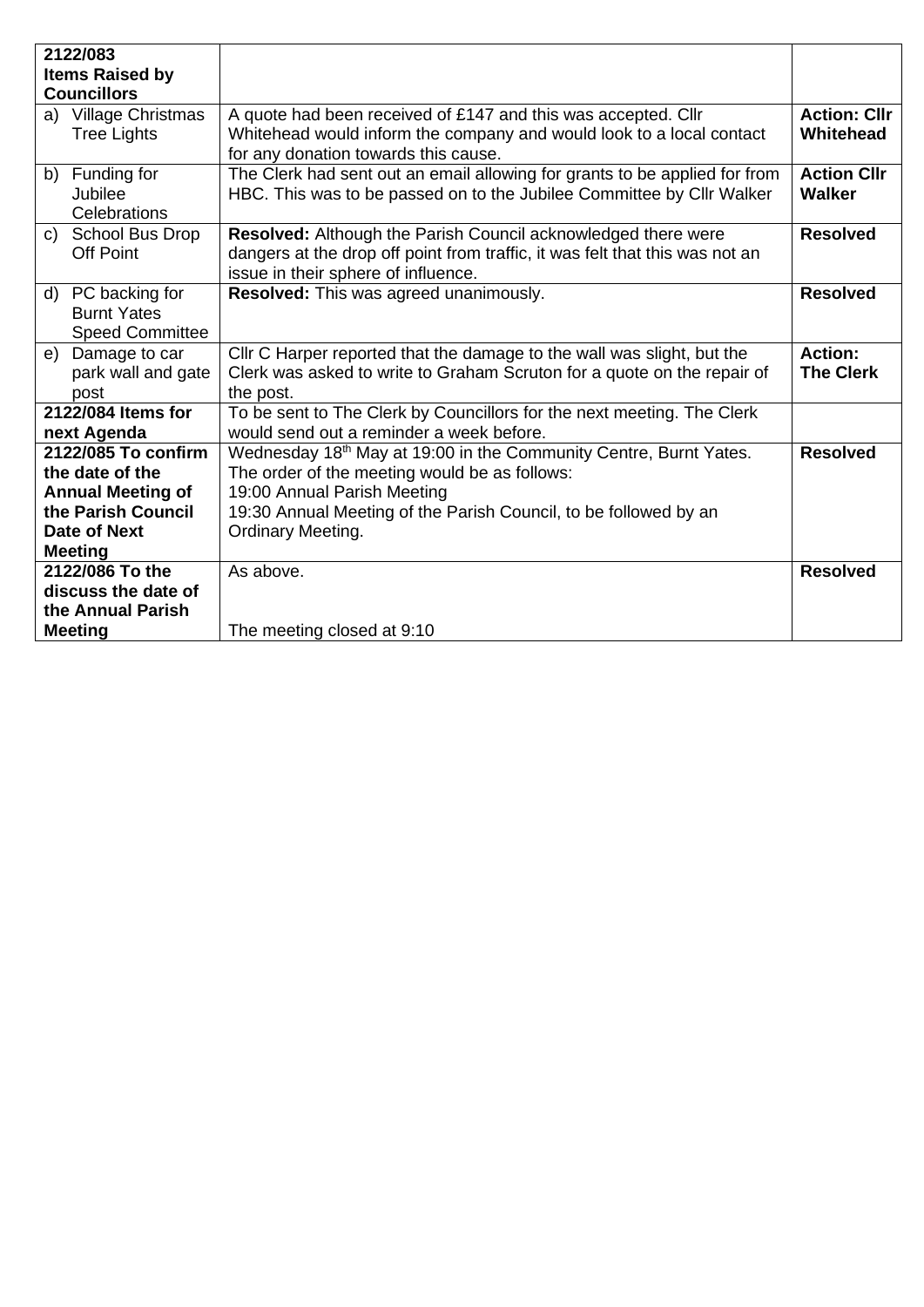| | | |
|---|---|---|
| **2122/083 Items Raised by Councillors** | | |
| a) Village Christmas Tree Lights | A quote had been received of £147 and this was accepted. Cllr Whitehead would inform the company and would look to a local contact for any donation towards this cause. | **Action: Cllr Whitehead** |
| b) Funding for Jubilee Celebrations | The Clerk had sent out an email allowing for grants to be applied for from HBC. This was to be passed on to the Jubilee Committee by Cllr Walker | **Action Cllr Walker** |
| c) School Bus Drop Off Point | **Resolved:** Although the Parish Council acknowledged there were dangers at the drop off point from traffic, it was felt that this was not an issue in their sphere of influence. | **Resolved** |
| d) PC backing for Burnt Yates Speed Committee | **Resolved:** This was agreed unanimously. | **Resolved** |
| e) Damage to car park wall and gate post | Cllr C Harper reported that the damage to the wall was slight, but the Clerk was asked to write to Graham Scruton for a quote on the repair of the post. | **Action: The Clerk** |
| **2122/084 Items for next Agenda** | To be sent to The Clerk by Councillors for the next meeting. The Clerk would send out a reminder a week before. | |
| **2122/085 To confirm the date of the Annual Meeting of the Parish Council Date of Next Meeting** | Wednesday 18th May at 19:00 in the Community Centre, Burnt Yates. The order of the meeting would be as follows: 19:00 Annual Parish Meeting 19:30 Annual Meeting of the Parish Council, to be followed by an Ordinary Meeting. | **Resolved** |
| **2122/086 To the discuss the date of the Annual Parish Meeting** | As above. The meeting closed at 9:10 | **Resolved** |